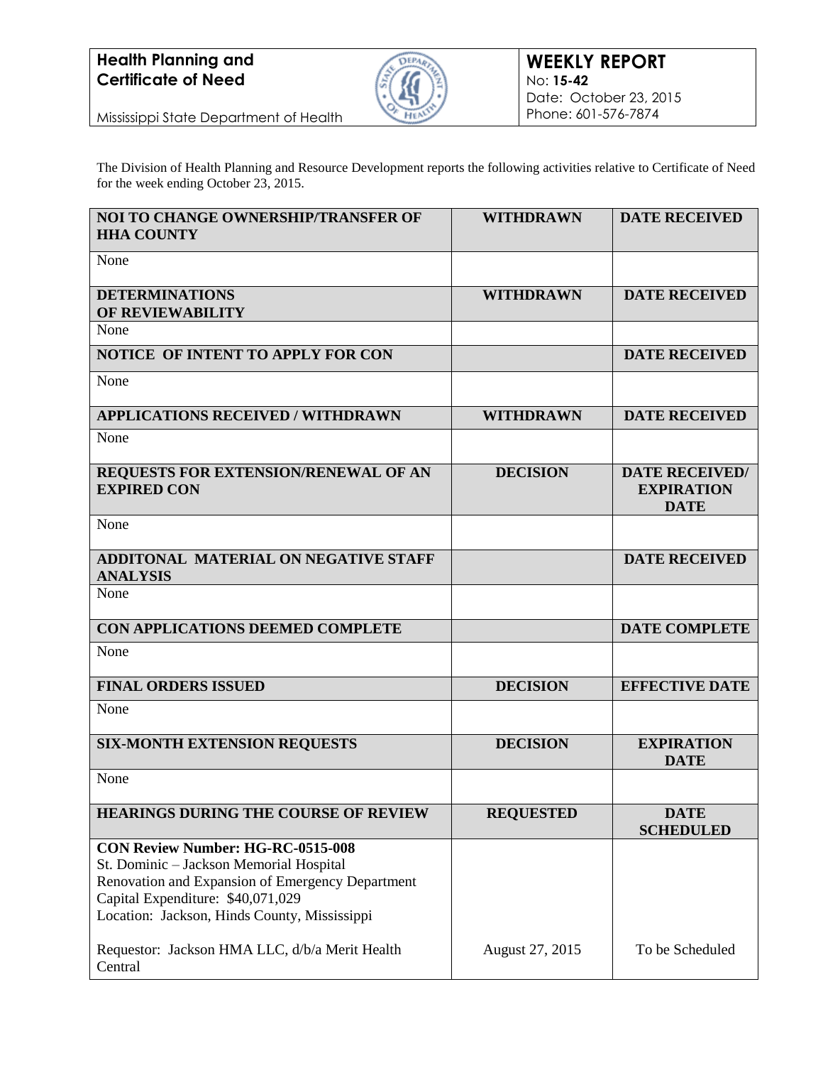**Health Planning and Certificate of Need**

Mississippi State Department of Health

**WEEKLY REPORT**
No: **15-42**
Date: October 23, 2015
Phone: 601-576-7874

The Division of Health Planning and Resource Development reports the following activities relative to Certificate of Need for the week ending October 23, 2015.

| NOI TO CHANGE OWNERSHIP/TRANSFER OF HHA COUNTY | WITHDRAWN | DATE RECEIVED |
|---|---|---|
| None | | |
| **DETERMINATIONS OF REVIEWABILITY** | **WITHDRAWN** | **DATE RECEIVED** |
| None | | |
| **NOTICE OF INTENT TO APPLY FOR CON** | | **DATE RECEIVED** |
| None | | |
| **APPLICATIONS RECEIVED / WITHDRAWN** | **WITHDRAWN** | **DATE RECEIVED** |
| None | | |
| **REQUESTS FOR EXTENSION/RENEWAL OF AN EXPIRED CON** | **DECISION** | **DATE RECEIVED/ EXPIRATION DATE** |
| None | | |
| **ADDITONAL MATERIAL ON NEGATIVE STAFF ANALYSIS** | | **DATE RECEIVED** |
| None | | |
| **CON APPLICATIONS DEEMED COMPLETE** | | **DATE COMPLETE** |
| None | | |
| **FINAL ORDERS ISSUED** | **DECISION** | **EFFECTIVE DATE** |
| None | | |
| **SIX-MONTH EXTENSION REQUESTS** | **DECISION** | **EXPIRATION DATE** |
| None | | |
| **HEARINGS DURING THE COURSE OF REVIEW** | **REQUESTED** | **DATE SCHEDULED** |
| **CON Review Number: HG-RC-0515-008**<br>St. Dominic – Jackson Memorial Hospital<br>Renovation and Expansion of Emergency Department<br>Capital Expenditure: $40,071,029<br>Location: Jackson, Hinds County, Mississippi<br><br>Requestor: Jackson HMA LLC, d/b/a Merit Health Central | August 27, 2015 | To be Scheduled |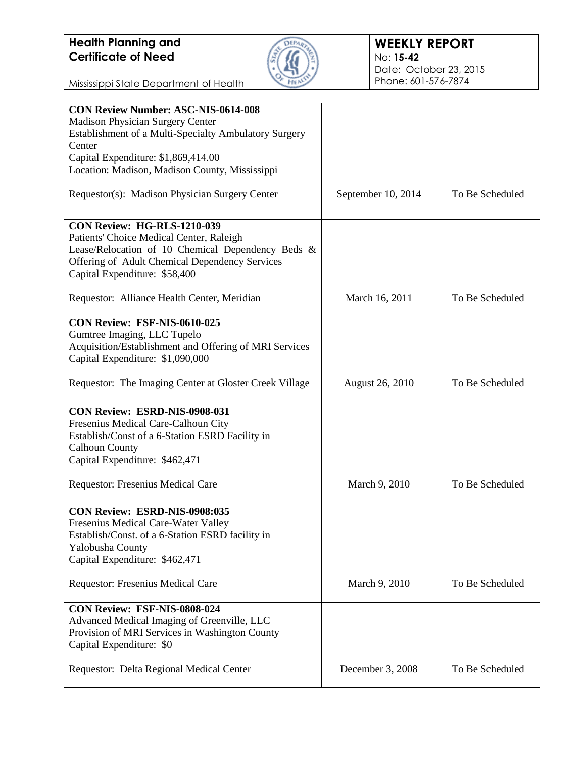**Health Planning and Certificate of Need**

Mississippi State Department of Health

**WEEKLY REPORT**
No: **15-42**
Date: October 23, 2015
Phone: 601-576-7874

| | | |
|---|---|---|
| **CON Review Number: ASC-NIS-0614-008**<br>Madison Physician Surgery Center<br>Establishment of a Multi-Specialty Ambulatory Surgery Center<br>Capital Expenditure: $1,869,414.00<br>Location: Madison, Madison County, Mississippi<br><br>Requestor(s): Madison Physician Surgery Center | September 10, 2014 | To Be Scheduled |
| **CON Review: HG-RLS-1210-039**<br>Patients' Choice Medical Center, Raleigh<br>Lease/Relocation of 10 Chemical Dependency Beds & Offering of Adult Chemical Dependency Services<br>Capital Expenditure: $58,400<br><br>Requestor: Alliance Health Center, Meridian | March 16, 2011 | To Be Scheduled |
| **CON Review: FSF-NIS-0610-025**<br>Gumtree Imaging, LLC Tupelo<br>Acquisition/Establishment and Offering of MRI Services<br>Capital Expenditure: $1,090,000<br><br>Requestor: The Imaging Center at Gloster Creek Village | August 26, 2010 | To Be Scheduled |
| **CON Review: ESRD-NIS-0908-031**<br>Fresenius Medical Care-Calhoun City<br>Establish/Const of a 6-Station ESRD Facility in Calhoun County<br>Capital Expenditure: $462,471<br><br>Requestor: Fresenius Medical Care | March 9, 2010 | To Be Scheduled |
| **CON Review: ESRD-NIS-0908:035**<br>Fresenius Medical Care-Water Valley<br>Establish/Const. of a 6-Station ESRD facility in Yalobusha County<br>Capital Expenditure: $462,471<br><br>Requestor: Fresenius Medical Care | March 9, 2010 | To Be Scheduled |
| **CON Review: FSF-NIS-0808-024**<br>Advanced Medical Imaging of Greenville, LLC<br>Provision of MRI Services in Washington County<br>Capital Expenditure: $0<br><br>Requestor: Delta Regional Medical Center | December 3, 2008 | To Be Scheduled |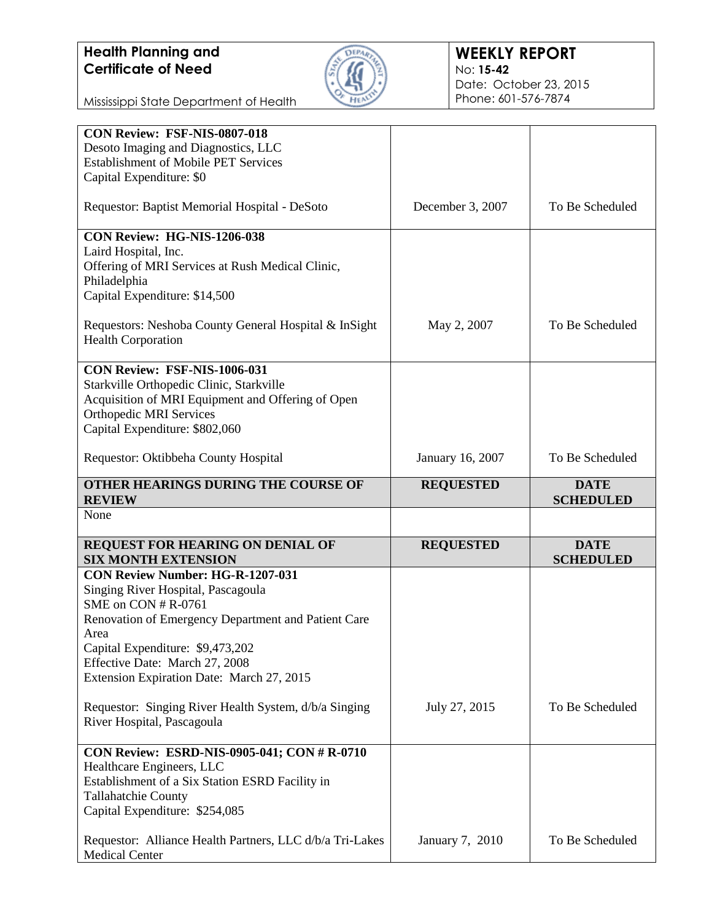| | | |
|---|---|---|
| **CON Review: FSF-NIS-0807-018**<br>Desoto Imaging and Diagnostics, LLC<br>Establishment of Mobile PET Services<br>Capital Expenditure: $0<br><br>Requestor: Baptist Memorial Hospital - DeSoto | December 3, 2007 | To Be Scheduled |
| **CON Review: HG-NIS-1206-038**<br>Laird Hospital, Inc.<br>Offering of MRI Services at Rush Medical Clinic, Philadelphia<br>Capital Expenditure: $14,500<br><br>Requestors: Neshoba County General Hospital & InSight Health Corporation | May 2, 2007 | To Be Scheduled |
| **CON Review: FSF-NIS-1006-031**<br>Starkville Orthopedic Clinic, Starkville<br>Acquisition of MRI Equipment and Offering of Open Orthopedic MRI Services<br>Capital Expenditure: $802,060<br><br>Requestor: Oktibbeha County Hospital | January 16, 2007 | To Be Scheduled |
| **OTHER HEARINGS DURING THE COURSE OF REVIEW** | **REQUESTED** | **DATE SCHEDULED** |
| None | | |
| **REQUEST FOR HEARING ON DENIAL OF SIX MONTH EXTENSION** | **REQUESTED** | **DATE SCHEDULED** |
| **CON Review Number: HG-R-1207-031**<br>Singing River Hospital, Pascagoula<br>SME on CON # R-0761<br>Renovation of Emergency Department and Patient Care Area<br>Capital Expenditure: $9,473,202<br>Effective Date: March 27, 2008<br>Extension Expiration Date: March 27, 2015<br><br>Requestor: Singing River Health System, d/b/a Singing River Hospital, Pascagoula | July 27, 2015 | To Be Scheduled |
| **CON Review: ESRD-NIS-0905-041; CON # R-0710**<br>Healthcare Engineers, LLC<br>Establishment of a Six Station ESRD Facility in Tallahatchie County<br>Capital Expenditure: $254,085<br><br>Requestor: Alliance Health Partners, LLC d/b/a Tri-Lakes Medical Center | January 7, 2010 | To Be Scheduled |